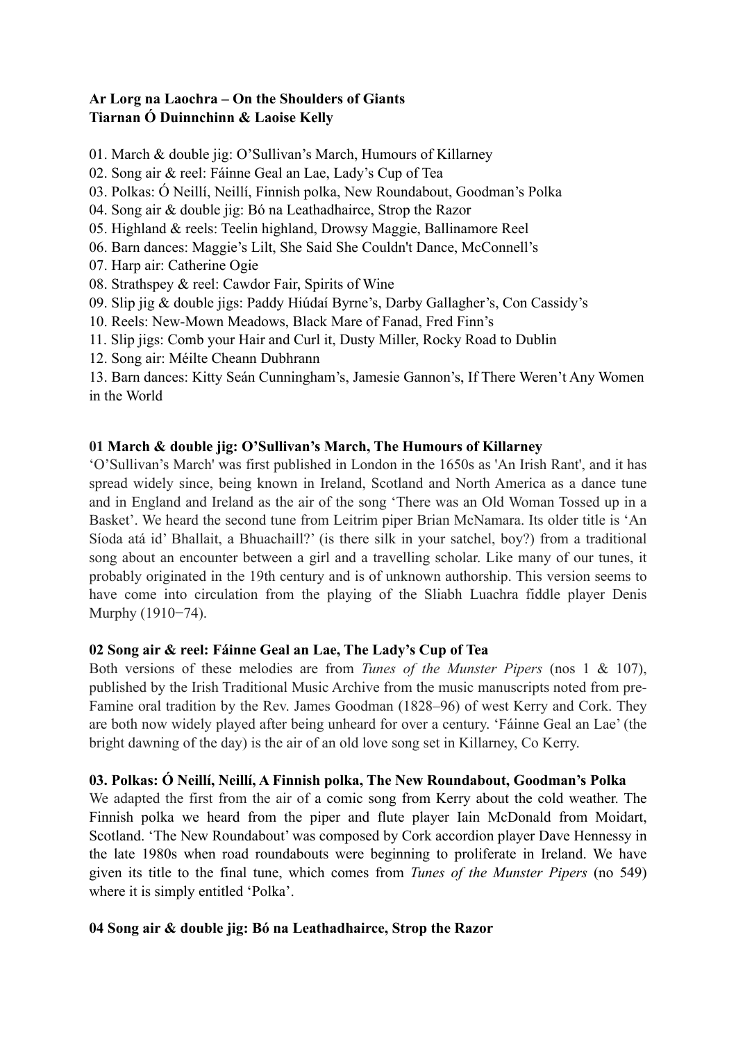**Ar Lorg na Laochra – On the Shoulders of Giants**
**Tiarnan Ó Duinnchinn & Laoise Kelly**

01. March & double jig: O'Sullivan's March, Humours of Killarney
02. Song air & reel: Fáinne Geal an Lae, Lady's Cup of Tea
03. Polkas: Ó Neillí, Neillí, Finnish polka, New Roundabout, Goodman's Polka
04. Song air & double jig: Bó na Leathadhairce, Strop the Razor
05. Highland & reels: Teelin highland, Drowsy Maggie, Ballinamore Reel
06. Barn dances: Maggie's Lilt, She Said She Couldn't Dance, McConnell's
07. Harp air: Catherine Ogie
08. Strathspey & reel: Cawdor Fair, Spirits of Wine
09. Slip jig & double jigs: Paddy Hiúdaí Byrne's, Darby Gallagher's, Con Cassidy's
10. Reels: New-Mown Meadows, Black Mare of Fanad, Fred Finn's
11. Slip jigs: Comb your Hair and Curl it, Dusty Miller, Rocky Road to Dublin
12. Song air: Méilte Cheann Dubhrann
13. Barn dances: Kitty Seán Cunningham's, Jamesie Gannon's, If There Weren't Any Women in the World

**01 March & double jig: O'Sullivan's March, The Humours of Killarney**

'O'Sullivan's March' was first published in London in the 1650s as 'An Irish Rant', and it has spread widely since, being known in Ireland, Scotland and North America as a dance tune and in England and Ireland as the air of the song 'There was an Old Woman Tossed up in a Basket'. We heard the second tune from Leitrim piper Brian McNamara. Its older title is 'An Síoda atá id' Bhallait, a Bhuachaill?' (is there silk in your satchel, boy?) from a traditional song about an encounter between a girl and a travelling scholar. Like many of our tunes, it probably originated in the 19th century and is of unknown authorship. This version seems to have come into circulation from the playing of the Sliabh Luachra fiddle player Denis Murphy (1910−74).

**02 Song air & reel: Fáinne Geal an Lae, The Lady's Cup of Tea**

Both versions of these melodies are from *Tunes of the Munster Pipers* (nos 1 & 107), published by the Irish Traditional Music Archive from the music manuscripts noted from pre-Famine oral tradition by the Rev. James Goodman (1828–96) of west Kerry and Cork. They are both now widely played after being unheard for over a century. 'Fáinne Geal an Lae' (the bright dawning of the day) is the air of an old love song set in Killarney, Co Kerry.

**03. Polkas: Ó Neillí, Neillí, A Finnish polka, The New Roundabout, Goodman's Polka**

We adapted the first from the air of a comic song from Kerry about the cold weather. The Finnish polka we heard from the piper and flute player Iain McDonald from Moidart, Scotland. 'The New Roundabout' was composed by Cork accordion player Dave Hennessy in the late 1980s when road roundabouts were beginning to proliferate in Ireland. We have given its title to the final tune, which comes from *Tunes of the Munster Pipers* (no 549) where it is simply entitled 'Polka'.

**04 Song air & double jig: Bó na Leathadhairce, Strop the Razor**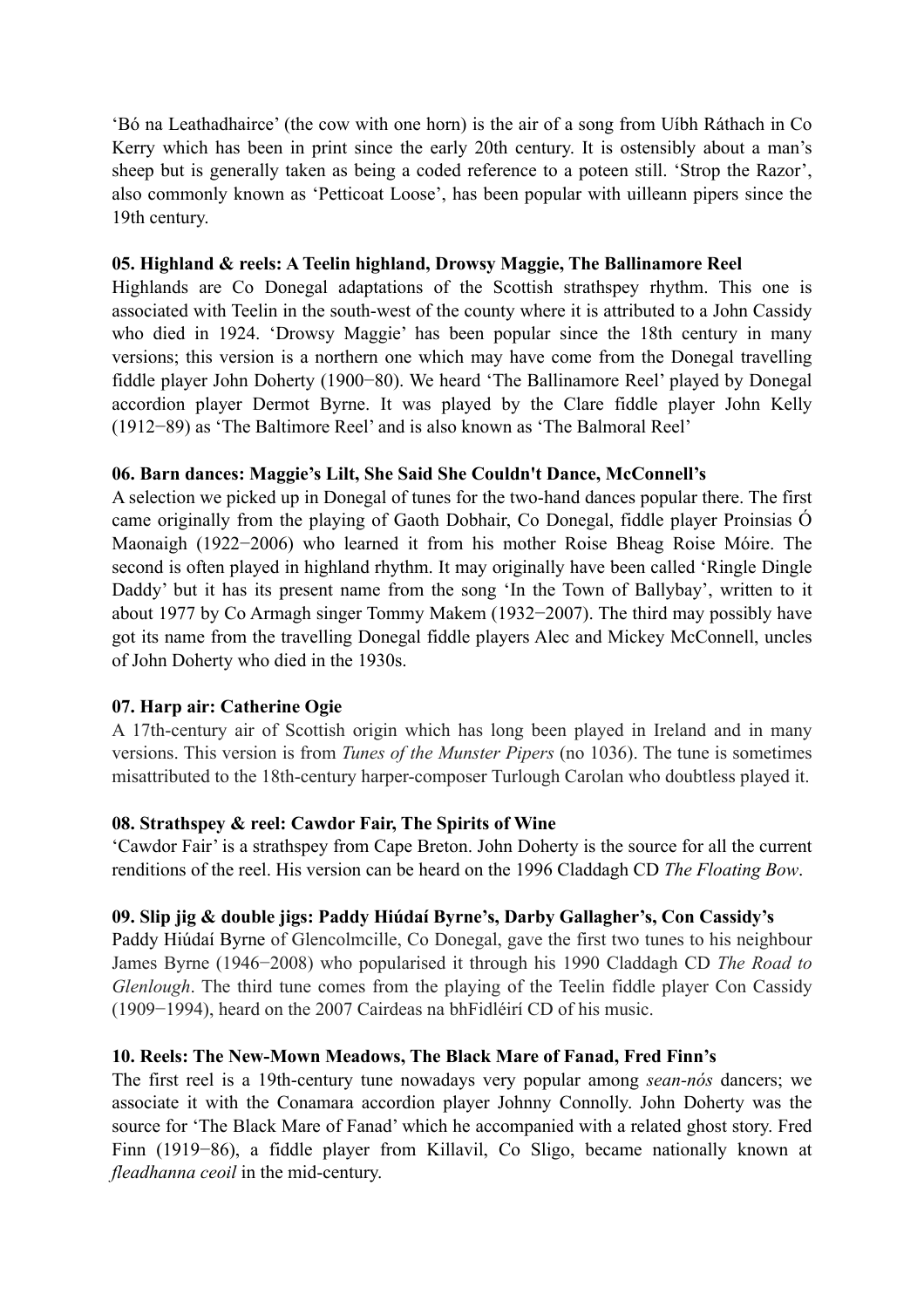'Bó na Leathadhairce' (the cow with one horn) is the air of a song from Uíbh Ráthach in Co Kerry which has been in print since the early 20th century. It is ostensibly about a man's sheep but is generally taken as being a coded reference to a poteen still. 'Strop the Razor', also commonly known as 'Petticoat Loose', has been popular with uilleann pipers since the 19th century.

**05. Highland & reels: A Teelin highland, Drowsy Maggie, The Ballinamore Reel**

Highlands are Co Donegal adaptations of the Scottish strathspey rhythm. This one is associated with Teelin in the south-west of the county where it is attributed to a John Cassidy who died in 1924. 'Drowsy Maggie' has been popular since the 18th century in many versions; this version is a northern one which may have come from the Donegal travelling fiddle player John Doherty (1900−80). We heard 'The Ballinamore Reel' played by Donegal accordion player Dermot Byrne. It was played by the Clare fiddle player John Kelly (1912−89) as 'The Baltimore Reel' and is also known as 'The Balmoral Reel'

**06. Barn dances: Maggie's Lilt, She Said She Couldn't Dance, McConnell's**

A selection we picked up in Donegal of tunes for the two-hand dances popular there. The first came originally from the playing of Gaoth Dobhair, Co Donegal, fiddle player Proinsias Ó Maonaigh (1922−2006) who learned it from his mother Roise Bheag Roise Móire. The second is often played in highland rhythm. It may originally have been called 'Ringle Dingle Daddy' but it has its present name from the song 'In the Town of Ballybay', written to it about 1977 by Co Armagh singer Tommy Makem (1932−2007). The third may possibly have got its name from the travelling Donegal fiddle players Alec and Mickey McConnell, uncles of John Doherty who died in the 1930s.

**07. Harp air: Catherine Ogie**

A 17th-century air of Scottish origin which has long been played in Ireland and in many versions. This version is from *Tunes of the Munster Pipers* (no 1036). The tune is sometimes misattributed to the 18th-century harper-composer Turlough Carolan who doubtless played it.

**08. Strathspey & reel: Cawdor Fair, The Spirits of Wine**

'Cawdor Fair' is a strathspey from Cape Breton. John Doherty is the source for all the current renditions of the reel. His version can be heard on the 1996 Claddagh CD *The Floating Bow*.

**09. Slip jig & double jigs: Paddy Hiúdaí Byrne's, Darby Gallagher's, Con Cassidy's**

Paddy Hiúdaí Byrne of Glencolmcille, Co Donegal, gave the first two tunes to his neighbour James Byrne (1946−2008) who popularised it through his 1990 Claddagh CD *The Road to Glenlough*. The third tune comes from the playing of the Teelin fiddle player Con Cassidy (1909−1994), heard on the 2007 Cairdeas na bhFidléirí CD of his music.

**10. Reels: The New-Mown Meadows, The Black Mare of Fanad, Fred Finn's**

The first reel is a 19th-century tune nowadays very popular among *sean-nós* dancers; we associate it with the Conamara accordion player Johnny Connolly. John Doherty was the source for 'The Black Mare of Fanad' which he accompanied with a related ghost story. Fred Finn (1919−86), a fiddle player from Killavil, Co Sligo, became nationally known at *fleadhanna ceoil* in the mid-century.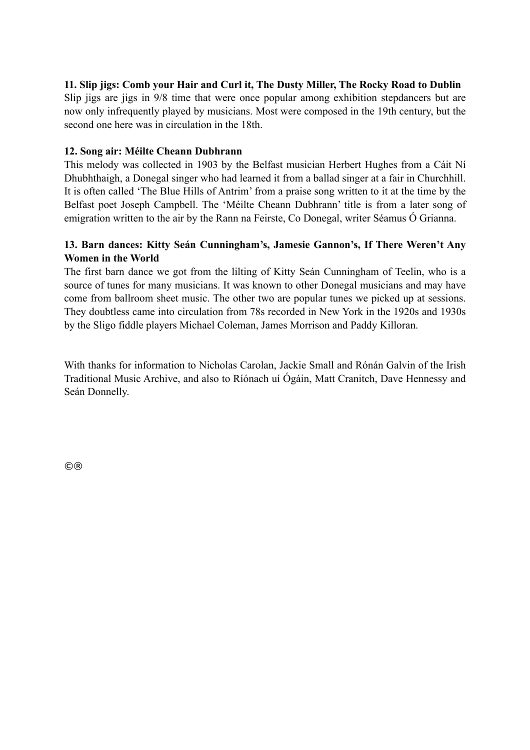**11. Slip jigs: Comb your Hair and Curl it, The Dusty Miller, The Rocky Road to Dublin**

Slip jigs are jigs in 9/8 time that were once popular among exhibition stepdancers but are now only infrequently played by musicians. Most were composed in the 19th century, but the second one here was in circulation in the 18th.

**12. Song air: Méilte Cheann Dubhrann**

This melody was collected in 1903 by the Belfast musician Herbert Hughes from a Cáit Ní Dhubhthaigh, a Donegal singer who had learned it from a ballad singer at a fair in Churchhill. It is often called 'The Blue Hills of Antrim' from a praise song written to it at the time by the Belfast poet Joseph Campbell. The 'Méilte Cheann Dubhrann' title is from a later song of emigration written to the air by the Rann na Feirste, Co Donegal, writer Séamus Ó Grianna.

**13. Barn dances: Kitty Seán Cunningham's, Jamesie Gannon's, If There Weren't Any Women in the World**

The first barn dance we got from the lilting of Kitty Seán Cunningham of Teelin, who is a source of tunes for many musicians. It was known to other Donegal musicians and may have come from ballroom sheet music. The other two are popular tunes we picked up at sessions. They doubtless came into circulation from 78s recorded in New York in the 1920s and 1930s by the Sligo fiddle players Michael Coleman, James Morrison and Paddy Killoran.

With thanks for information to Nicholas Carolan, Jackie Small and Rónán Galvin of the Irish Traditional Music Archive, and also to Ríónach uí Ógáin, Matt Cranitch, Dave Hennessy and Seán Donnelly.

©®